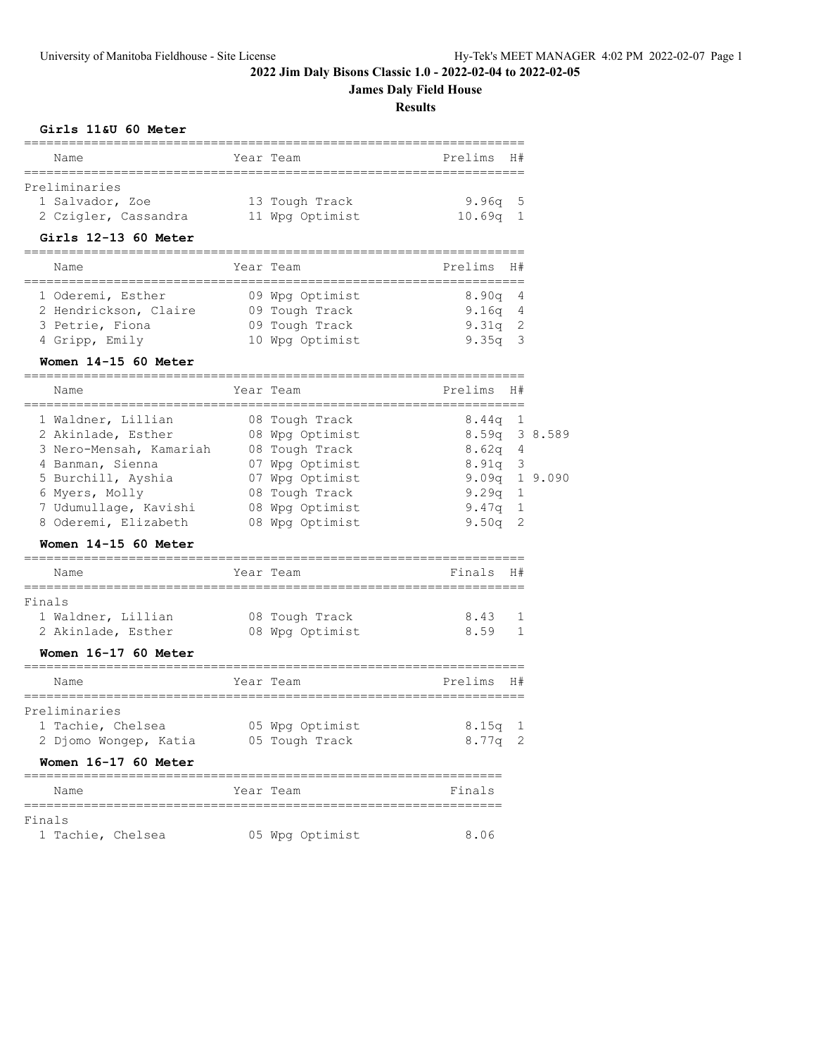## 2022 Jim Daly Bisons Classic 1.0 - 2022-02-04 to 2022-02-05

### James Daly Field House

### Results

#### Girls 11&U 60 Meter

| Name | Year | Team | Prelims | H# |
|---|---|---|---|---|
| **Preliminaries** | | | | |
| 1 Salvador, Zoe | 13 | Tough Track | 9.96q | 5 |
| 2 Czigler, Cassandra | 11 | Wpg Optimist | 10.69q | 1 |

#### Girls 12-13 60 Meter

| Name | Year | Team | Prelims | H# |
|---|---|---|---|---|
| 1 Oderemi, Esther | 09 | Wpg Optimist | 8.90q | 4 |
| 2 Hendrickson, Claire | 09 | Tough Track | 9.16q | 4 |
| 3 Petrie, Fiona | 09 | Tough Track | 9.31q | 2 |
| 4 Gripp, Emily | 10 | Wpg Optimist | 9.35q | 3 |

#### Women 14-15 60 Meter

| Name | Year | Team | Prelims | H# | |
|---|---|---|---|---|---|
| 1 Waldner, Lillian | 08 | Tough Track | 8.44q | 1 | |
| 2 Akinlade, Esther | 08 | Wpg Optimist | 8.59q | 3 | 8.589 |
| 3 Nero-Mensah, Kamariah | 08 | Tough Track | 8.62q | 4 | |
| 4 Banman, Sienna | 07 | Wpg Optimist | 8.91q | 3 | |
| 5 Burchill, Ayshia | 07 | Wpg Optimist | 9.09q | 1 | 9.090 |
| 6 Myers, Molly | 08 | Tough Track | 9.29q | 1 | |
| 7 Udumullage, Kavishi | 08 | Wpg Optimist | 9.47q | 1 | |
| 8 Oderemi, Elizabeth | 08 | Wpg Optimist | 9.50q | 2 | |

#### Women 14-15 60 Meter

| Name | Year | Team | Finals | H# |
|---|---|---|---|---|
| **Finals** | | | | |
| 1 Waldner, Lillian | 08 | Tough Track | 8.43 | 1 |
| 2 Akinlade, Esther | 08 | Wpg Optimist | 8.59 | 1 |

#### Women 16-17 60 Meter

| Name | Year | Team | Prelims | H# |
|---|---|---|---|---|
| **Preliminaries** | | | | |
| 1 Tachie, Chelsea | 05 | Wpg Optimist | 8.15q | 1 |
| 2 Djomo Wongep, Katia | 05 | Tough Track | 8.77q | 2 |

#### Women 16-17 60 Meter

| Name | Year | Team | Finals |
|---|---|---|---|
| **Finals** | | | |
| 1 Tachie, Chelsea | 05 | Wpg Optimist | 8.06 |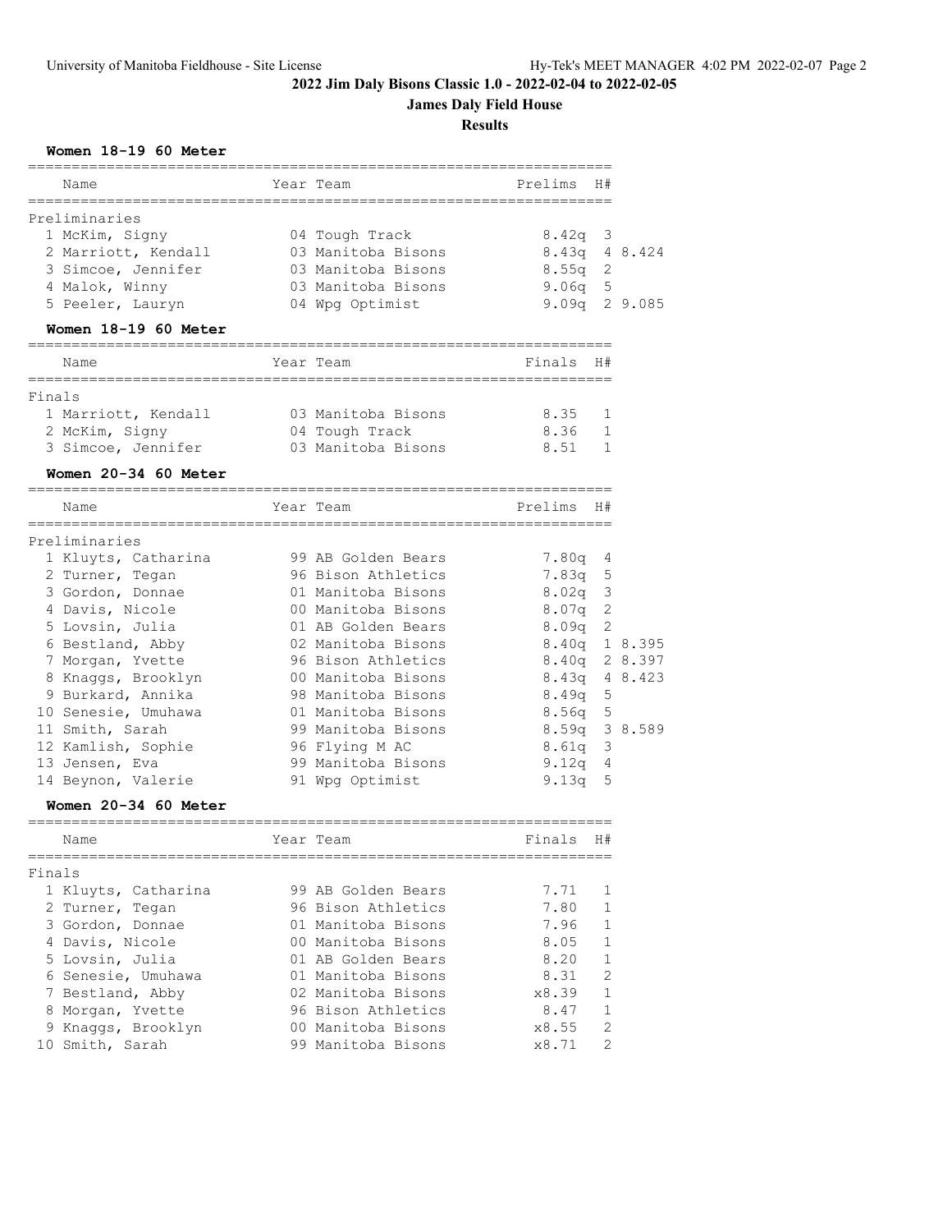## 2022 Jim Daly Bisons Classic 1.0 - 2022-02-04 to 2022-02-05

### James Daly Field House

### Results

#### Women 18-19 60 Meter

| | Name | Year | Team | Prelims | H# | |
|---|---|---|---|---|---|---|
| **Preliminaries** | | | | | | |
| 1 | McKim, Signy | 04 | Tough Track | 8.42q | 3 | |
| 2 | Marriott, Kendall | 03 | Manitoba Bisons | 8.43q | 4 | 8.424 |
| 3 | Simcoe, Jennifer | 03 | Manitoba Bisons | 8.55q | 2 | |
| 4 | Malok, Winny | 03 | Manitoba Bisons | 9.06q | 5 | |
| 5 | Peeler, Lauryn | 04 | Wpg Optimist | 9.09q | 2 | 9.085 |

#### Women 18-19 60 Meter

| | Name | Year | Team | Finals | H# |
|---|---|---|---|---|---|
| **Finals** | | | | | |
| 1 | Marriott, Kendall | 03 | Manitoba Bisons | 8.35 | 1 |
| 2 | McKim, Signy | 04 | Tough Track | 8.36 | 1 |
| 3 | Simcoe, Jennifer | 03 | Manitoba Bisons | 8.51 | 1 |

#### Women 20-34 60 Meter

| | Name | Year | Team | Prelims | H# | |
|---|---|---|---|---|---|---|
| **Preliminaries** | | | | | | |
| 1 | Kluyts, Catharina | 99 | AB Golden Bears | 7.80q | 4 | |
| 2 | Turner, Tegan | 96 | Bison Athletics | 7.83q | 5 | |
| 3 | Gordon, Donnae | 01 | Manitoba Bisons | 8.02q | 3 | |
| 4 | Davis, Nicole | 00 | Manitoba Bisons | 8.07q | 2 | |
| 5 | Lovsin, Julia | 01 | AB Golden Bears | 8.09q | 2 | |
| 6 | Bestland, Abby | 02 | Manitoba Bisons | 8.40q | 1 | 8.395 |
| 7 | Morgan, Yvette | 96 | Bison Athletics | 8.40q | 2 | 8.397 |
| 8 | Knaggs, Brooklyn | 00 | Manitoba Bisons | 8.43q | 4 | 8.423 |
| 9 | Burkard, Annika | 98 | Manitoba Bisons | 8.49q | 5 | |
| 10 | Senesie, Umuhawa | 01 | Manitoba Bisons | 8.56q | 5 | |
| 11 | Smith, Sarah | 99 | Manitoba Bisons | 8.59q | 3 | 8.589 |
| 12 | Kamlish, Sophie | 96 | Flying M AC | 8.61q | 3 | |
| 13 | Jensen, Eva | 99 | Manitoba Bisons | 9.12q | 4 | |
| 14 | Beynon, Valerie | 91 | Wpg Optimist | 9.13q | 5 | |

#### Women 20-34 60 Meter

| | Name | Year | Team | Finals | H# |
|---|---|---|---|---|---|
| **Finals** | | | | | |
| 1 | Kluyts, Catharina | 99 | AB Golden Bears | 7.71 | 1 |
| 2 | Turner, Tegan | 96 | Bison Athletics | 7.80 | 1 |
| 3 | Gordon, Donnae | 01 | Manitoba Bisons | 7.96 | 1 |
| 4 | Davis, Nicole | 00 | Manitoba Bisons | 8.05 | 1 |
| 5 | Lovsin, Julia | 01 | AB Golden Bears | 8.20 | 1 |
| 6 | Senesie, Umuhawa | 01 | Manitoba Bisons | 8.31 | 2 |
| 7 | Bestland, Abby | 02 | Manitoba Bisons | x8.39 | 1 |
| 8 | Morgan, Yvette | 96 | Bison Athletics | 8.47 | 1 |
| 9 | Knaggs, Brooklyn | 00 | Manitoba Bisons | x8.55 | 2 |
| 10 | Smith, Sarah | 99 | Manitoba Bisons | x8.71 | 2 |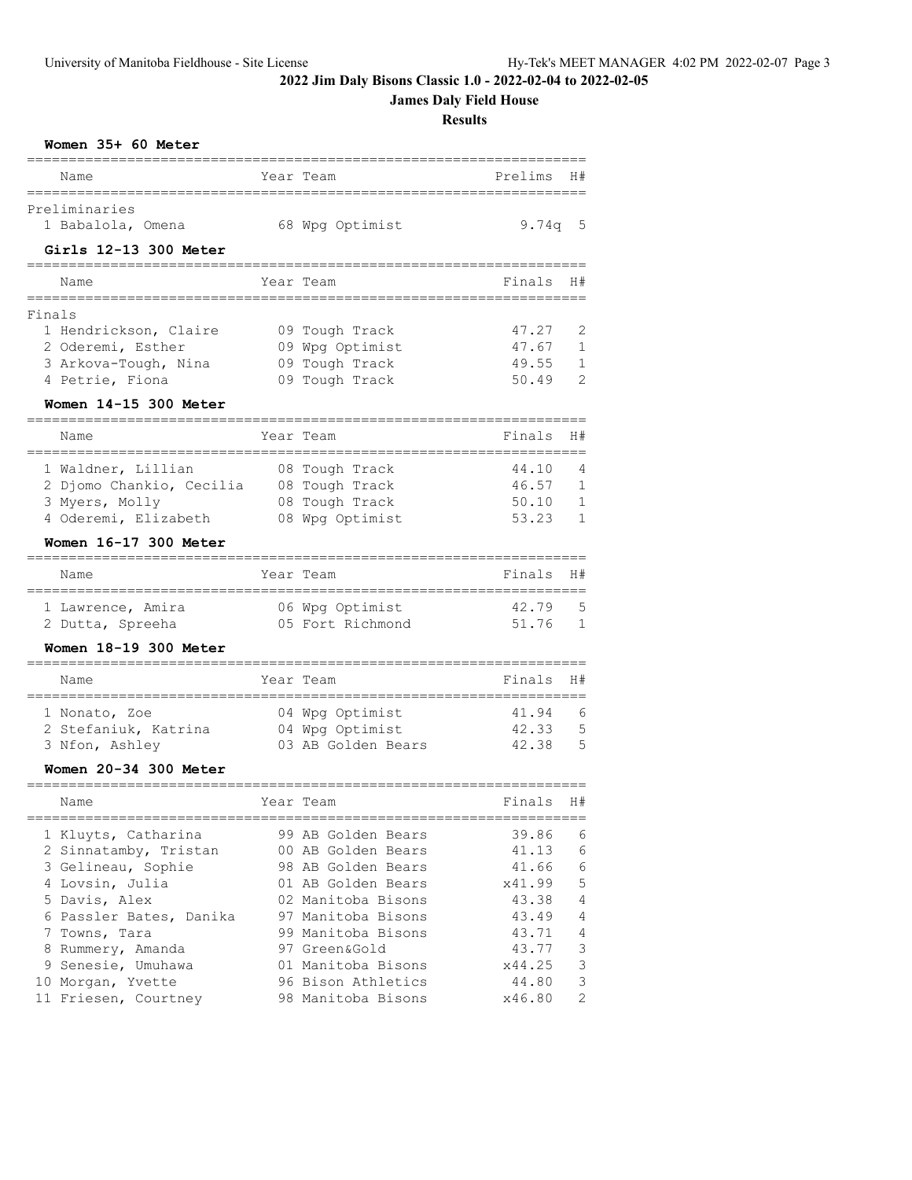## 2022 Jim Daly Bisons Classic 1.0 - 2022-02-04 to 2022-02-05

### James Daly Field House

### Results

**Women 35+ 60 Meter**

| Name | Year | Team | Prelims | H# |
|---|---|---|---|---|
| Preliminaries | | | | |
| 1 Babalola, Omena | 68 | Wpg Optimist | 9.74q | 5 |

**Girls 12-13 300 Meter**

| Name | Year | Team | Finals | H# |
|---|---|---|---|---|
| Finals | | | | |
| 1 Hendrickson, Claire | 09 | Tough Track | 47.27 | 2 |
| 2 Oderemi, Esther | 09 | Wpg Optimist | 47.67 | 1 |
| 3 Arkova-Tough, Nina | 09 | Tough Track | 49.55 | 1 |
| 4 Petrie, Fiona | 09 | Tough Track | 50.49 | 2 |

**Women 14-15 300 Meter**

| Name | Year | Team | Finals | H# |
|---|---|---|---|---|
| 1 Waldner, Lillian | 08 | Tough Track | 44.10 | 4 |
| 2 Djomo Chankio, Cecilia | 08 | Tough Track | 46.57 | 1 |
| 3 Myers, Molly | 08 | Tough Track | 50.10 | 1 |
| 4 Oderemi, Elizabeth | 08 | Wpg Optimist | 53.23 | 1 |

**Women 16-17 300 Meter**

| Name | Year | Team | Finals | H# |
|---|---|---|---|---|
| 1 Lawrence, Amira | 06 | Wpg Optimist | 42.79 | 5 |
| 2 Dutta, Spreeha | 05 | Fort Richmond | 51.76 | 1 |

**Women 18-19 300 Meter**

| Name | Year | Team | Finals | H# |
|---|---|---|---|---|
| 1 Nonato, Zoe | 04 | Wpg Optimist | 41.94 | 6 |
| 2 Stefaniuk, Katrina | 04 | Wpg Optimist | 42.33 | 5 |
| 3 Nfon, Ashley | 03 | AB Golden Bears | 42.38 | 5 |

**Women 20-34 300 Meter**

| Name | Year | Team | Finals | H# |
|---|---|---|---|---|
| 1 Kluyts, Catharina | 99 | AB Golden Bears | 39.86 | 6 |
| 2 Sinnatamby, Tristan | 00 | AB Golden Bears | 41.13 | 6 |
| 3 Gelineau, Sophie | 98 | AB Golden Bears | 41.66 | 6 |
| 4 Lovsin, Julia | 01 | AB Golden Bears | x41.99 | 5 |
| 5 Davis, Alex | 02 | Manitoba Bisons | 43.38 | 4 |
| 6 Passler Bates, Danika | 97 | Manitoba Bisons | 43.49 | 4 |
| 7 Towns, Tara | 99 | Manitoba Bisons | 43.71 | 4 |
| 8 Rummery, Amanda | 97 | Green&Gold | 43.77 | 3 |
| 9 Senesie, Umuhawa | 01 | Manitoba Bisons | x44.25 | 3 |
| 10 Morgan, Yvette | 96 | Bison Athletics | 44.80 | 3 |
| 11 Friesen, Courtney | 98 | Manitoba Bisons | x46.80 | 2 |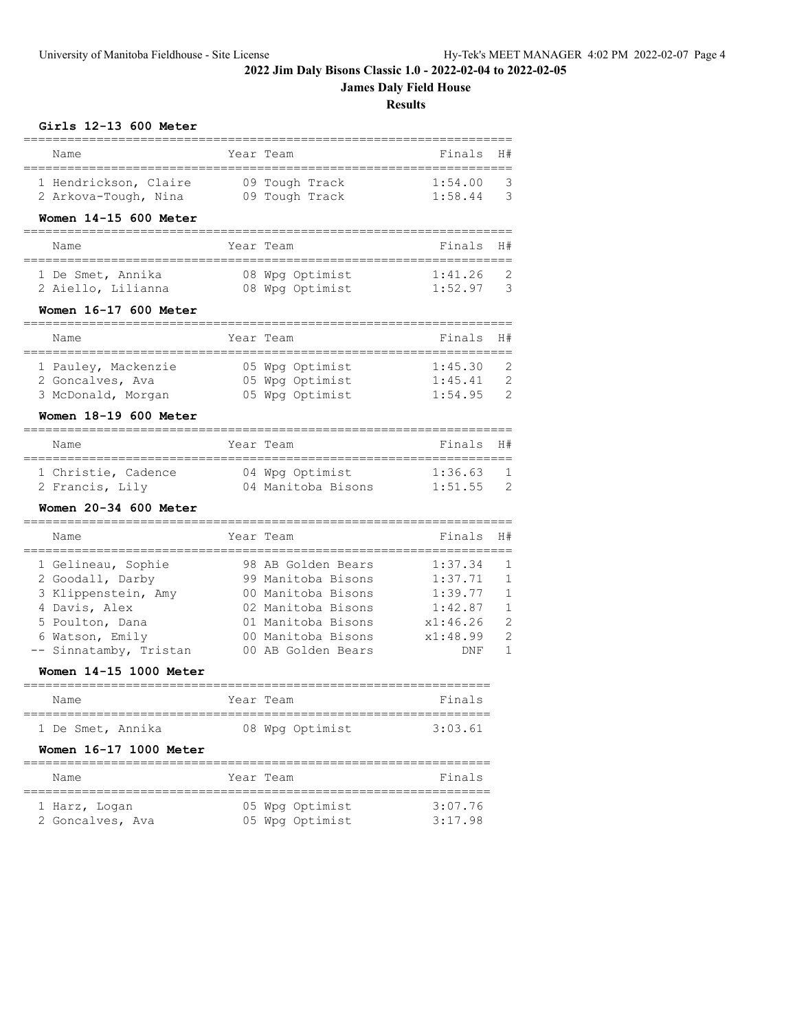## 2022 Jim Daly Bisons Classic 1.0 - 2022-02-04 to 2022-02-05

### James Daly Field House

### Results

**Girls 12-13 600 Meter**

| | Name | Year | Team | Finals | H# |
|---|---|---|---|---|---|
| 1 | Hendrickson, Claire | 09 | Tough Track | 1:54.00 | 3 |
| 2 | Arkova-Tough, Nina | 09 | Tough Track | 1:58.44 | 3 |

**Women 14-15 600 Meter**

| | Name | Year | Team | Finals | H# |
|---|---|---|---|---|---|
| 1 | De Smet, Annika | 08 | Wpg Optimist | 1:41.26 | 2 |
| 2 | Aiello, Lilianna | 08 | Wpg Optimist | 1:52.97 | 3 |

**Women 16-17 600 Meter**

| | Name | Year | Team | Finals | H# |
|---|---|---|---|---|---|
| 1 | Pauley, Mackenzie | 05 | Wpg Optimist | 1:45.30 | 2 |
| 2 | Goncalves, Ava | 05 | Wpg Optimist | 1:45.41 | 2 |
| 3 | McDonald, Morgan | 05 | Wpg Optimist | 1:54.95 | 2 |

**Women 18-19 600 Meter**

| | Name | Year | Team | Finals | H# |
|---|---|---|---|---|---|
| 1 | Christie, Cadence | 04 | Wpg Optimist | 1:36.63 | 1 |
| 2 | Francis, Lily | 04 | Manitoba Bisons | 1:51.55 | 2 |

**Women 20-34 600 Meter**

| | Name | Year | Team | Finals | H# |
|---|---|---|---|---|---|
| 1 | Gelineau, Sophie | 98 | AB Golden Bears | 1:37.34 | 1 |
| 2 | Goodall, Darby | 99 | Manitoba Bisons | 1:37.71 | 1 |
| 3 | Klippenstein, Amy | 00 | Manitoba Bisons | 1:39.77 | 1 |
| 4 | Davis, Alex | 02 | Manitoba Bisons | 1:42.87 | 1 |
| 5 | Poulton, Dana | 01 | Manitoba Bisons | x1:46.26 | 2 |
| 6 | Watson, Emily | 00 | Manitoba Bisons | x1:48.99 | 2 |
| -- | Sinnatamby, Tristan | 00 | AB Golden Bears | DNF | 1 |

**Women 14-15 1000 Meter**

| | Name | Year | Team | Finals |
|---|---|---|---|---|
| 1 | De Smet, Annika | 08 | Wpg Optimist | 3:03.61 |

**Women 16-17 1000 Meter**

| | Name | Year | Team | Finals |
|---|---|---|---|---|
| 1 | Harz, Logan | 05 | Wpg Optimist | 3:07.76 |
| 2 | Goncalves, Ava | 05 | Wpg Optimist | 3:17.98 |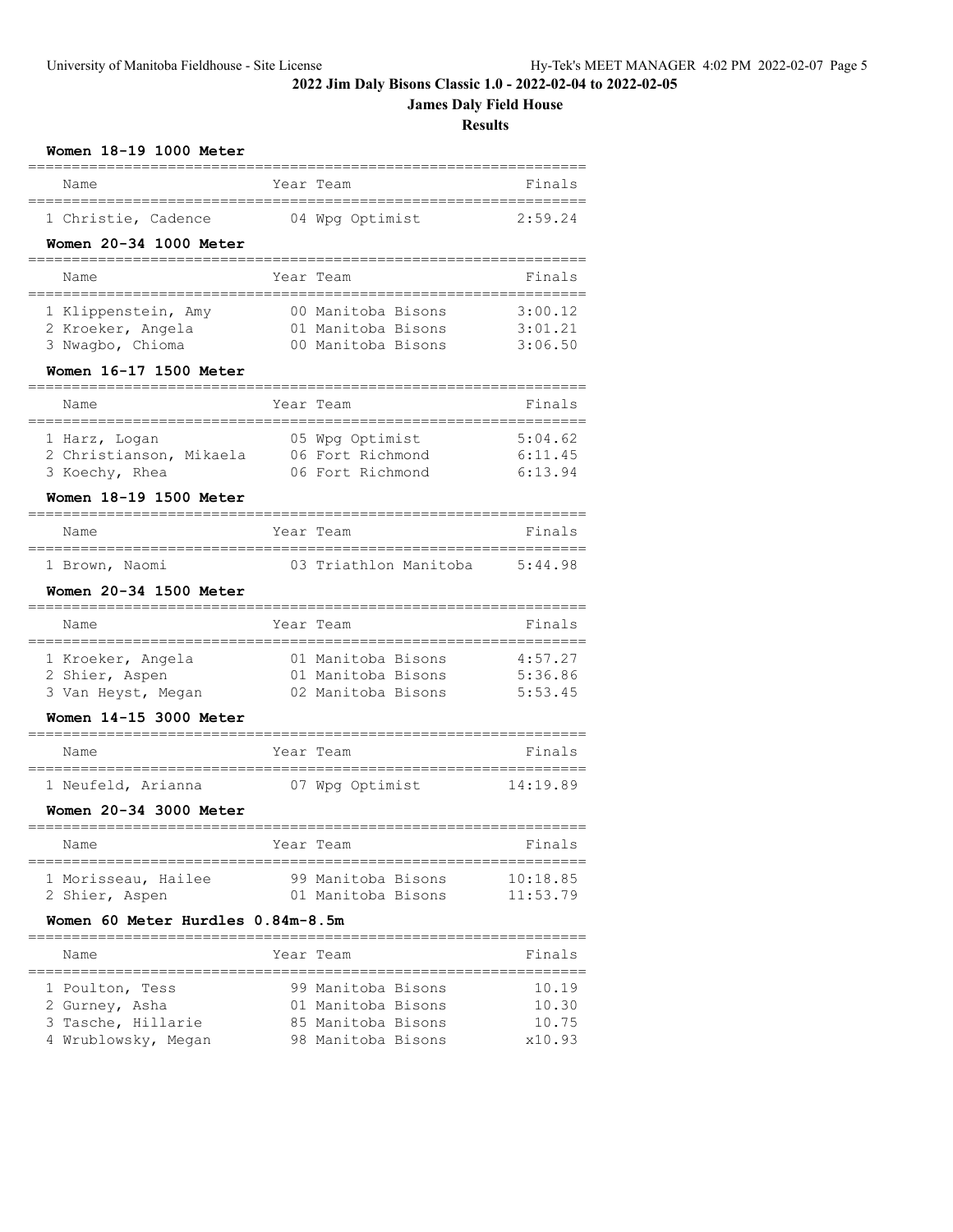# 2022 Jim Daly Bisons Classic 1.0 - 2022-02-04 to 2022-02-05

## James Daly Field House

### Results

**Women 18-19 1000 Meter**

| | Name | Year | Team | Finals |
|---|---|---|---|---|
| 1 | Christie, Cadence | 04 | Wpg Optimist | 2:59.24 |

**Women 20-34 1000 Meter**

| | Name | Year | Team | Finals |
|---|---|---|---|---|
| 1 | Klippenstein, Amy | 00 | Manitoba Bisons | 3:00.12 |
| 2 | Kroeker, Angela | 01 | Manitoba Bisons | 3:01.21 |
| 3 | Nwagbo, Chioma | 00 | Manitoba Bisons | 3:06.50 |

**Women 16-17 1500 Meter**

| | Name | Year | Team | Finals |
|---|---|---|---|---|
| 1 | Harz, Logan | 05 | Wpg Optimist | 5:04.62 |
| 2 | Christianson, Mikaela | 06 | Fort Richmond | 6:11.45 |
| 3 | Koechy, Rhea | 06 | Fort Richmond | 6:13.94 |

**Women 18-19 1500 Meter**

| | Name | Year | Team | Finals |
|---|---|---|---|---|
| 1 | Brown, Naomi | 03 | Triathlon Manitoba | 5:44.98 |

**Women 20-34 1500 Meter**

| | Name | Year | Team | Finals |
|---|---|---|---|---|
| 1 | Kroeker, Angela | 01 | Manitoba Bisons | 4:57.27 |
| 2 | Shier, Aspen | 01 | Manitoba Bisons | 5:36.86 |
| 3 | Van Heyst, Megan | 02 | Manitoba Bisons | 5:53.45 |

**Women 14-15 3000 Meter**

| | Name | Year | Team | Finals |
|---|---|---|---|---|
| 1 | Neufeld, Arianna | 07 | Wpg Optimist | 14:19.89 |

**Women 20-34 3000 Meter**

| | Name | Year | Team | Finals |
|---|---|---|---|---|
| 1 | Morisseau, Hailee | 99 | Manitoba Bisons | 10:18.85 |
| 2 | Shier, Aspen | 01 | Manitoba Bisons | 11:53.79 |

**Women 60 Meter Hurdles 0.84m-8.5m**

| | Name | Year | Team | Finals |
|---|---|---|---|---|
| 1 | Poulton, Tess | 99 | Manitoba Bisons | 10.19 |
| 2 | Gurney, Asha | 01 | Manitoba Bisons | 10.30 |
| 3 | Tasche, Hillarie | 85 | Manitoba Bisons | 10.75 |
| 4 | Wrublowsky, Megan | 98 | Manitoba Bisons | x10.93 |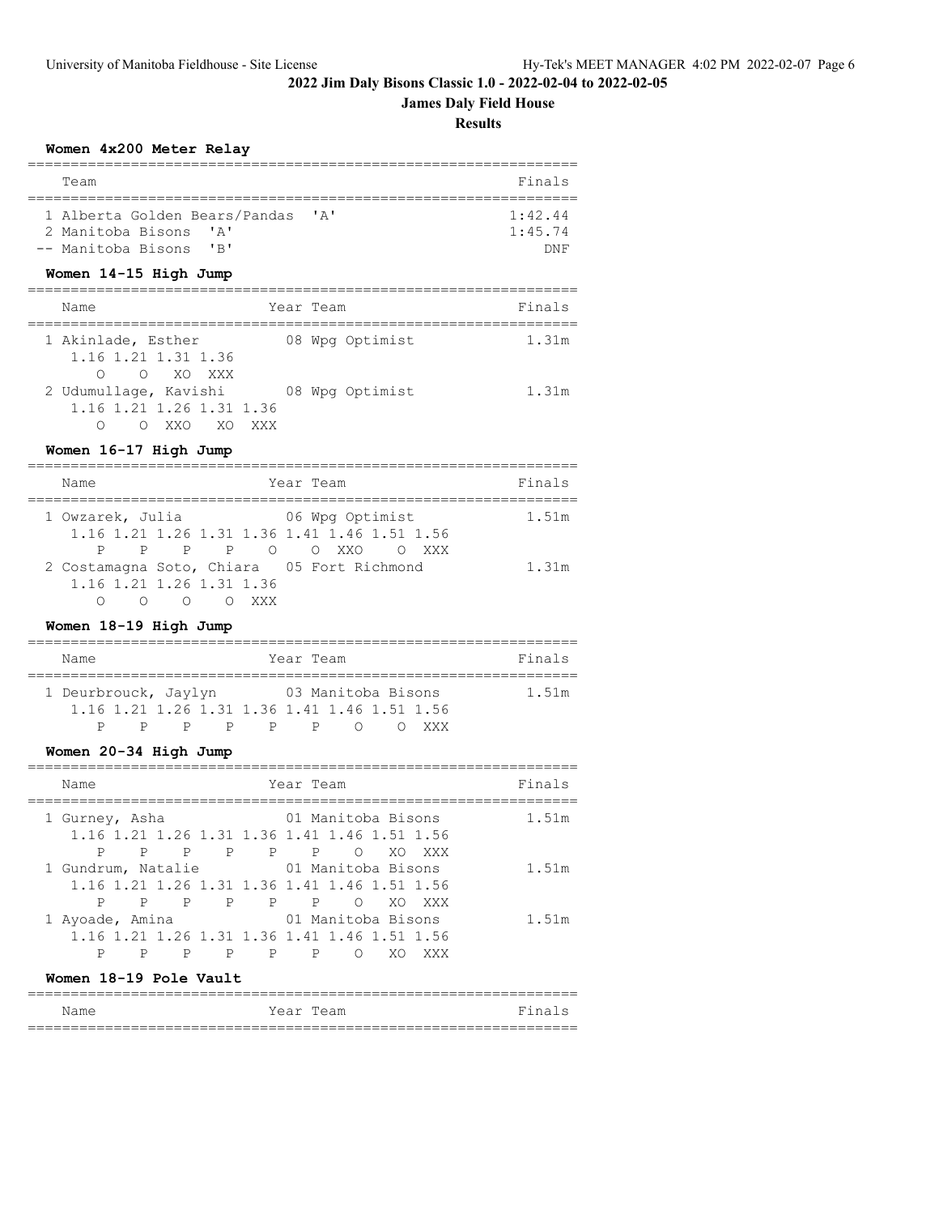# 2022 Jim Daly Bisons Classic 1.0 - 2022-02-04 to 2022-02-05

## James Daly Field House

### Results

**Women 4x200 Meter Relay**

| | Team | Finals |
|---|---|---|
| 1 | Alberta Golden Bears/Pandas 'A' | 1:42.44 |
| 2 | Manitoba Bisons 'A' | 1:45.74 |
| -- | Manitoba Bisons 'B' | DNF |

**Women 14-15 High Jump**

| | Name | Year | Team | Finals |
|---|---|---|---|---|
| 1 | Akinlade, Esther | 08 | Wpg Optimist | 1.31m |
| | 1.16 1.21 1.31 1.36 | | | |
| | O O XO XXX | | | |
| 2 | Udumullage, Kavishi | 08 | Wpg Optimist | 1.31m |
| | 1.16 1.21 1.26 1.31 1.36 | | | |
| | O O XXO XO XXX | | | |

**Women 16-17 High Jump**

| | Name | Year | Team | Finals |
|---|---|---|---|---|
| 1 | Owzarek, Julia | 06 | Wpg Optimist | 1.51m |
| | 1.16 1.21 1.26 1.31 1.36 1.41 1.46 1.51 1.56 | | | |
| | P P P P O O XXO O XXX | | | |
| 2 | Costamagna Soto, Chiara | 05 | Fort Richmond | 1.31m |
| | 1.16 1.21 1.26 1.31 1.36 | | | |
| | O O O O XXX | | | |

**Women 18-19 High Jump**

| | Name | Year | Team | Finals |
|---|---|---|---|---|
| 1 | Deurbrouck, Jaylyn | 03 | Manitoba Bisons | 1.51m |
| | 1.16 1.21 1.26 1.31 1.36 1.41 1.46 1.51 1.56 | | | |
| | P P P P P P O O XXX | | | |

**Women 20-34 High Jump**

| | Name | Year | Team | Finals |
|---|---|---|---|---|
| 1 | Gurney, Asha | 01 | Manitoba Bisons | 1.51m |
| | 1.16 1.21 1.26 1.31 1.36 1.41 1.46 1.51 1.56 | | | |
| | P P P P P P O XO XXX | | | |
| 1 | Gundrum, Natalie | 01 | Manitoba Bisons | 1.51m |
| | 1.16 1.21 1.26 1.31 1.36 1.41 1.46 1.51 1.56 | | | |
| | P P P P P P O XO XXX | | | |
| 1 | Ayoade, Amina | 01 | Manitoba Bisons | 1.51m |
| | 1.16 1.21 1.26 1.31 1.36 1.41 1.46 1.51 1.56 | | | |
| | P P P P P P O XO XXX | | | |

**Women 18-19 Pole Vault**

| Name | Year | Team | Finals |
|---|---|---|---|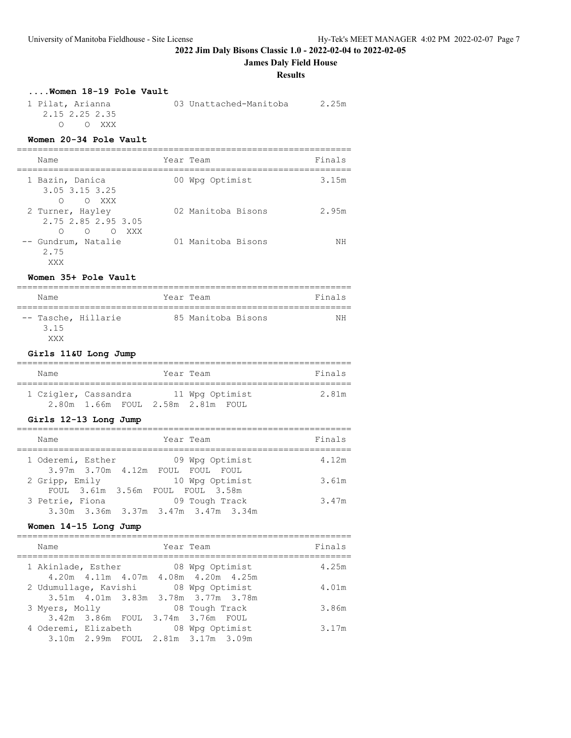## 2022 Jim Daly Bisons Classic 1.0 - 2022-02-04 to 2022-02-05

### James Daly Field House

### Results

#### ....Women 18-19 Pole Vault

| Name | Year | Team | Finals |
|---|---|---|---|
| 1 Pilat, Arianna | 03 | Unattached-Manitoba | 2.25m |
| 2.15 2.25 2.35 | | | |
| O O XXX | | | |

#### Women 20-34 Pole Vault

| Name | Year | Team | Finals |
|---|---|---|---|
| 1 Bazin, Danica | 00 | Wpg Optimist | 3.15m |
| 3.05 3.15 3.25 | | | |
| O O XXX | | | |
| 2 Turner, Hayley | 02 | Manitoba Bisons | 2.95m |
| 2.75 2.85 2.95 3.05 | | | |
| O O O XXX | | | |
| -- Gundrum, Natalie | 01 | Manitoba Bisons | NH |
| 2.75 | | | |
| XXX | | | |

#### Women 35+ Pole Vault

| Name | Year | Team | Finals |
|---|---|---|---|
| -- Tasche, Hillarie | 85 | Manitoba Bisons | NH |
| 3.15 | | | |
| XXX | | | |

#### Girls 11&U Long Jump

| Name | Year | Team | Finals |
|---|---|---|---|
| 1 Czigler, Cassandra | 11 | Wpg Optimist | 2.81m |
| 2.80m 1.66m FOUL 2.58m 2.81m FOUL | | | |

#### Girls 12-13 Long Jump

| Name | Year | Team | Finals |
|---|---|---|---|
| 1 Oderemi, Esther | 09 | Wpg Optimist | 4.12m |
| 3.97m 3.70m 4.12m FOUL FOUL FOUL | | | |
| 2 Gripp, Emily | 10 | Wpg Optimist | 3.61m |
| FOUL 3.61m 3.56m FOUL FOUL 3.58m | | | |
| 3 Petrie, Fiona | 09 | Tough Track | 3.47m |
| 3.30m 3.36m 3.37m 3.47m 3.47m 3.34m | | | |

#### Women 14-15 Long Jump

| Name | Year | Team | Finals |
|---|---|---|---|
| 1 Akinlade, Esther | 08 | Wpg Optimist | 4.25m |
| 4.20m 4.11m 4.07m 4.08m 4.20m 4.25m | | | |
| 2 Udumullage, Kavishi | 08 | Wpg Optimist | 4.01m |
| 3.51m 4.01m 3.83m 3.78m 3.77m 3.78m | | | |
| 3 Myers, Molly | 08 | Tough Track | 3.86m |
| 3.42m 3.86m FOUL 3.74m 3.76m FOUL | | | |
| 4 Oderemi, Elizabeth | 08 | Wpg Optimist | 3.17m |
| 3.10m 2.99m FOUL 2.81m 3.17m 3.09m | | | |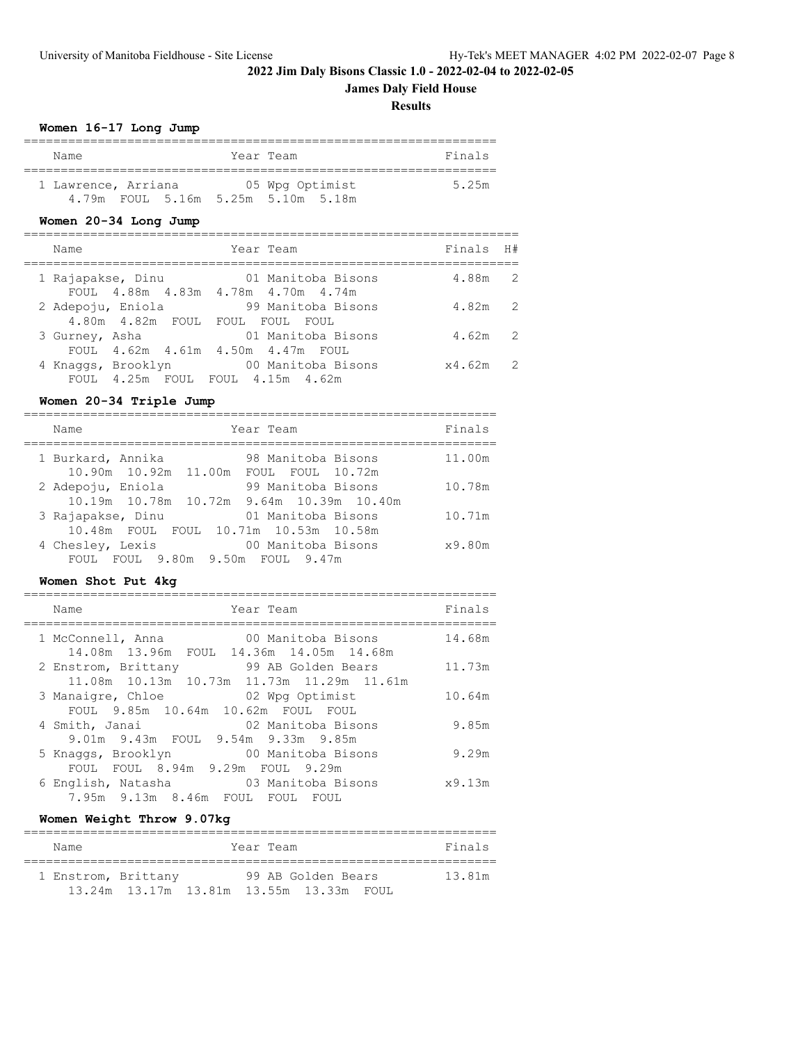## 2022 Jim Daly Bisons Classic 1.0 - 2022-02-04 to 2022-02-05

### James Daly Field House

### Results

#### Women 16-17 Long Jump

| Name | Year | Team | Finals |
|---|---|---|---|
| 1 Lawrence, Arriana | 05 | Wpg Optimist | 5.25m |
| 4.79m FOUL 5.16m 5.25m 5.10m 5.18m | | | |

#### Women 20-34 Long Jump

| Name | Year | Team | Finals | H# |
|---|---|---|---|---|
| 1 Rajapakse, Dinu | 01 | Manitoba Bisons | 4.88m | 2 |
| FOUL 4.88m 4.83m 4.78m 4.70m 4.74m | | | | |
| 2 Adepoju, Eniola | 99 | Manitoba Bisons | 4.82m | 2 |
| 4.80m 4.82m FOUL FOUL FOUL FOUL | | | | |
| 3 Gurney, Asha | 01 | Manitoba Bisons | 4.62m | 2 |
| FOUL 4.62m 4.61m 4.50m 4.47m FOUL | | | | |
| 4 Knaggs, Brooklyn | 00 | Manitoba Bisons | x4.62m | 2 |
| FOUL 4.25m FOUL FOUL 4.15m 4.62m | | | | |

#### Women 20-34 Triple Jump

| Name | Year | Team | Finals |
|---|---|---|---|
| 1 Burkard, Annika | 98 | Manitoba Bisons | 11.00m |
| 10.90m 10.92m 11.00m FOUL FOUL 10.72m | | | |
| 2 Adepoju, Eniola | 99 | Manitoba Bisons | 10.78m |
| 10.19m 10.78m 10.72m 9.64m 10.39m 10.40m | | | |
| 3 Rajapakse, Dinu | 01 | Manitoba Bisons | 10.71m |
| 10.48m FOUL FOUL 10.71m 10.53m 10.58m | | | |
| 4 Chesley, Lexis | 00 | Manitoba Bisons | x9.80m |
| FOUL FOUL 9.80m 9.50m FOUL 9.47m | | | |

#### Women Shot Put 4kg

| Name | Year | Team | Finals |
|---|---|---|---|
| 1 McConnell, Anna | 00 | Manitoba Bisons | 14.68m |
| 14.08m 13.96m FOUL 14.36m 14.05m 14.68m | | | |
| 2 Enstrom, Brittany | 99 | AB Golden Bears | 11.73m |
| 11.08m 10.13m 10.73m 11.73m 11.29m 11.61m | | | |
| 3 Manaigre, Chloe | 02 | Wpg Optimist | 10.64m |
| FOUL 9.85m 10.64m 10.62m FOUL FOUL | | | |
| 4 Smith, Janai | 02 | Manitoba Bisons | 9.85m |
| 9.01m 9.43m FOUL 9.54m 9.33m 9.85m | | | |
| 5 Knaggs, Brooklyn | 00 | Manitoba Bisons | 9.29m |
| FOUL FOUL 8.94m 9.29m FOUL 9.29m | | | |
| 6 English, Natasha | 03 | Manitoba Bisons | x9.13m |
| 7.95m 9.13m 8.46m FOUL FOUL FOUL | | | |

#### Women Weight Throw 9.07kg

| Name | Year | Team | Finals |
|---|---|---|---|
| 1 Enstrom, Brittany | 99 | AB Golden Bears | 13.81m |
| 13.24m 13.17m 13.81m 13.55m 13.33m FOUL | | | |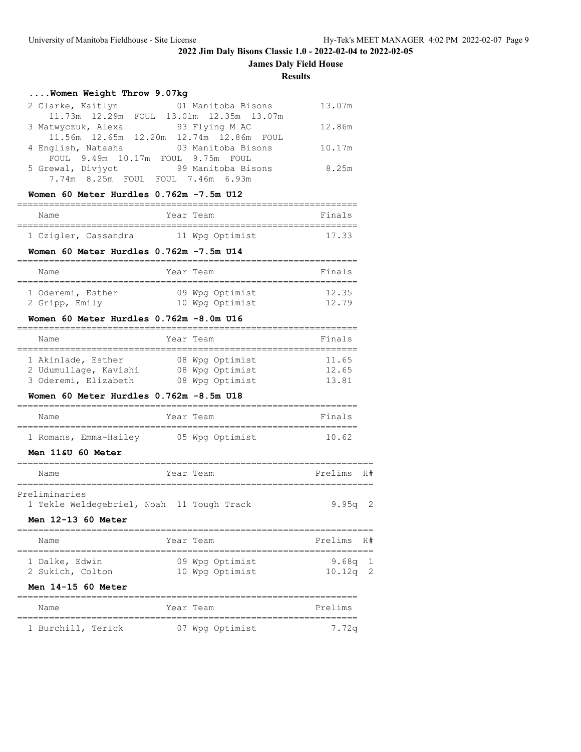# 2022 Jim Daly Bisons Classic 1.0 - 2022-02-04 to 2022-02-05

## James Daly Field House

### Results

#### ....Women Weight Throw 9.07kg

| Place | Name | Year | Team | Finals |
|---|---|---|---|---|
| 2 | Clarke, Kaitlyn | 01 | Manitoba Bisons | 13.07m |
| | 11.73m 12.29m FOUL 13.01m 12.35m 13.07m | | | |
| 3 | Matwyczuk, Alexa | 93 | Flying M AC | 12.86m |
| | 11.56m 12.65m 12.20m 12.74m 12.86m FOUL | | | |
| 4 | English, Natasha | 03 | Manitoba Bisons | 10.17m |
| | FOUL 9.49m 10.17m FOUL 9.75m FOUL | | | |
| 5 | Grewal, Divjyot | 99 | Manitoba Bisons | 8.25m |
| | 7.74m 8.25m FOUL FOUL 7.46m 6.93m | | | |

#### Women 60 Meter Hurdles 0.762m -7.5m U12

| Place | Name | Year | Team | Finals |
|---|---|---|---|---|
| 1 | Czigler, Cassandra | 11 | Wpg Optimist | 17.33 |

#### Women 60 Meter Hurdles 0.762m -7.5m U14

| Place | Name | Year | Team | Finals |
|---|---|---|---|---|
| 1 | Oderemi, Esther | 09 | Wpg Optimist | 12.35 |
| 2 | Gripp, Emily | 10 | Wpg Optimist | 12.79 |

#### Women 60 Meter Hurdles 0.762m -8.0m U16

| Place | Name | Year | Team | Finals |
|---|---|---|---|---|
| 1 | Akinlade, Esther | 08 | Wpg Optimist | 11.65 |
| 2 | Udumullage, Kavishi | 08 | Wpg Optimist | 12.65 |
| 3 | Oderemi, Elizabeth | 08 | Wpg Optimist | 13.81 |

#### Women 60 Meter Hurdles 0.762m -8.5m U18

| Place | Name | Year | Team | Finals |
|---|---|---|---|---|
| 1 | Romans, Emma-Hailey | 05 | Wpg Optimist | 10.62 |

#### Men 11&U 60 Meter

Preliminaries

| Place | Name | Year | Team | Prelims | H# |
|---|---|---|---|---|---|
| 1 | Tekle Weldegebriel, Noah | 11 | Tough Track | 9.95q | 2 |

#### Men 12-13 60 Meter

| Place | Name | Year | Team | Prelims | H# |
|---|---|---|---|---|---|
| 1 | Dalke, Edwin | 09 | Wpg Optimist | 9.68q | 1 |
| 2 | Sukich, Colton | 10 | Wpg Optimist | 10.12q | 2 |

#### Men 14-15 60 Meter

| Place | Name | Year | Team | Prelims |
|---|---|---|---|---|
| 1 | Burchill, Terick | 07 | Wpg Optimist | 7.72q |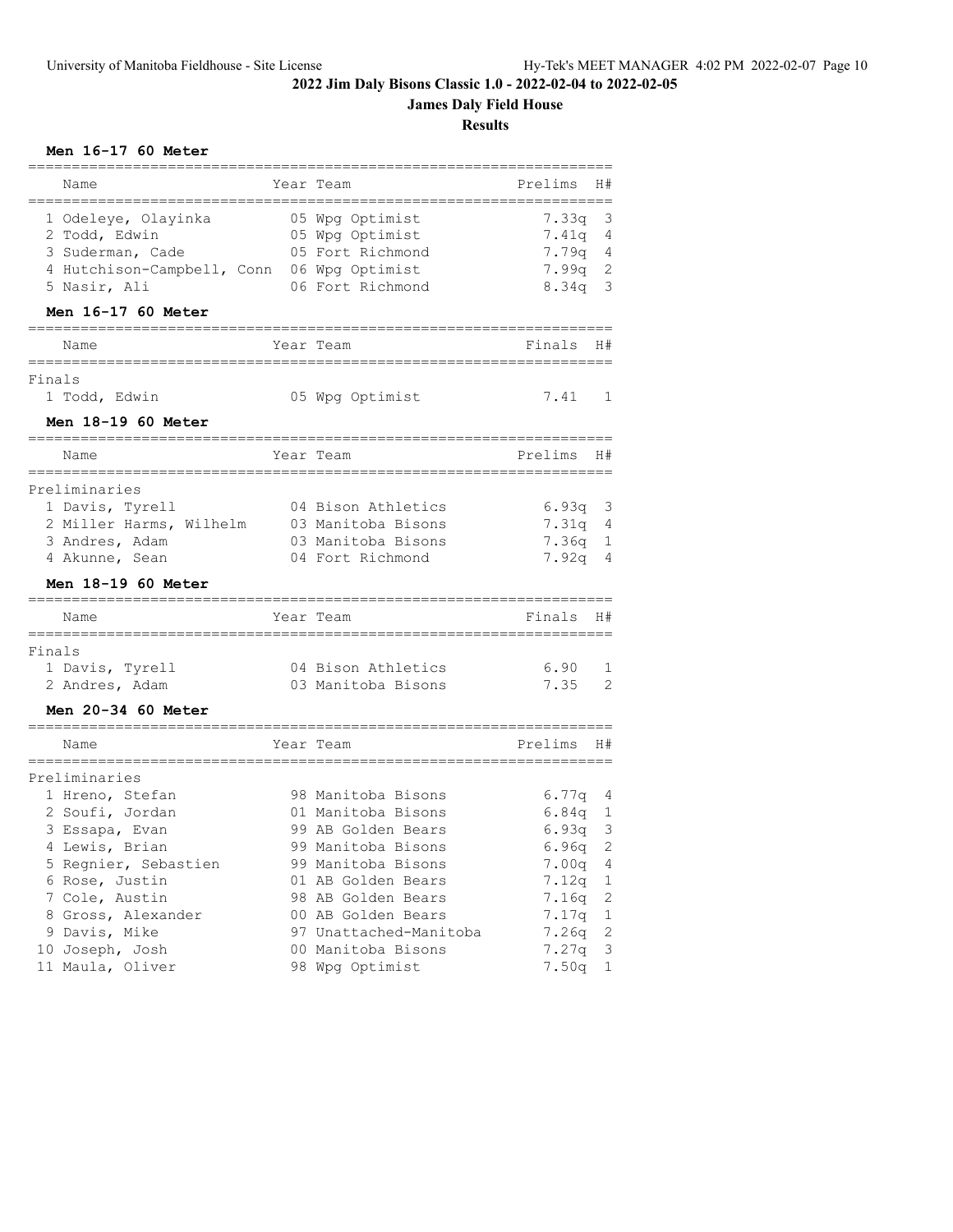# 2022 Jim Daly Bisons Classic 1.0 - 2022-02-04 to 2022-02-05

## James Daly Field House

## Results

### Men 16-17 60 Meter

| Name | Year | Team | Prelims | H# |
|---|---|---|---|---|
| 1 Odeleye, Olayinka | 05 | Wpg Optimist | 7.33q | 3 |
| 2 Todd, Edwin | 05 | Wpg Optimist | 7.41q | 4 |
| 3 Suderman, Cade | 05 | Fort Richmond | 7.79q | 4 |
| 4 Hutchison-Campbell, Conn | 06 | Wpg Optimist | 7.99q | 2 |
| 5 Nasir, Ali | 06 | Fort Richmond | 8.34q | 3 |

### Men 16-17 60 Meter

| Name | Year | Team | Finals | H# |
|---|---|---|---|---|
| **Finals** | | | | |
| 1 Todd, Edwin | 05 | Wpg Optimist | 7.41 | 1 |

### Men 18-19 60 Meter

| Name | Year | Team | Prelims | H# |
|---|---|---|---|---|
| **Preliminaries** | | | | |
| 1 Davis, Tyrell | 04 | Bison Athletics | 6.93q | 3 |
| 2 Miller Harms, Wilhelm | 03 | Manitoba Bisons | 7.31q | 4 |
| 3 Andres, Adam | 03 | Manitoba Bisons | 7.36q | 1 |
| 4 Akunne, Sean | 04 | Fort Richmond | 7.92q | 4 |

### Men 18-19 60 Meter

| Name | Year | Team | Finals | H# |
|---|---|---|---|---|
| **Finals** | | | | |
| 1 Davis, Tyrell | 04 | Bison Athletics | 6.90 | 1 |
| 2 Andres, Adam | 03 | Manitoba Bisons | 7.35 | 2 |

### Men 20-34 60 Meter

| Name | Year | Team | Prelims | H# |
|---|---|---|---|---|
| **Preliminaries** | | | | |
| 1 Hreno, Stefan | 98 | Manitoba Bisons | 6.77q | 4 |
| 2 Soufi, Jordan | 01 | Manitoba Bisons | 6.84q | 1 |
| 3 Essapa, Evan | 99 | AB Golden Bears | 6.93q | 3 |
| 4 Lewis, Brian | 99 | Manitoba Bisons | 6.96q | 2 |
| 5 Regnier, Sebastien | 99 | Manitoba Bisons | 7.00q | 4 |
| 6 Rose, Justin | 01 | AB Golden Bears | 7.12q | 1 |
| 7 Cole, Austin | 98 | AB Golden Bears | 7.16q | 2 |
| 8 Gross, Alexander | 00 | AB Golden Bears | 7.17q | 1 |
| 9 Davis, Mike | 97 | Unattached-Manitoba | 7.26q | 2 |
| 10 Joseph, Josh | 00 | Manitoba Bisons | 7.27q | 3 |
| 11 Maula, Oliver | 98 | Wpg Optimist | 7.50q | 1 |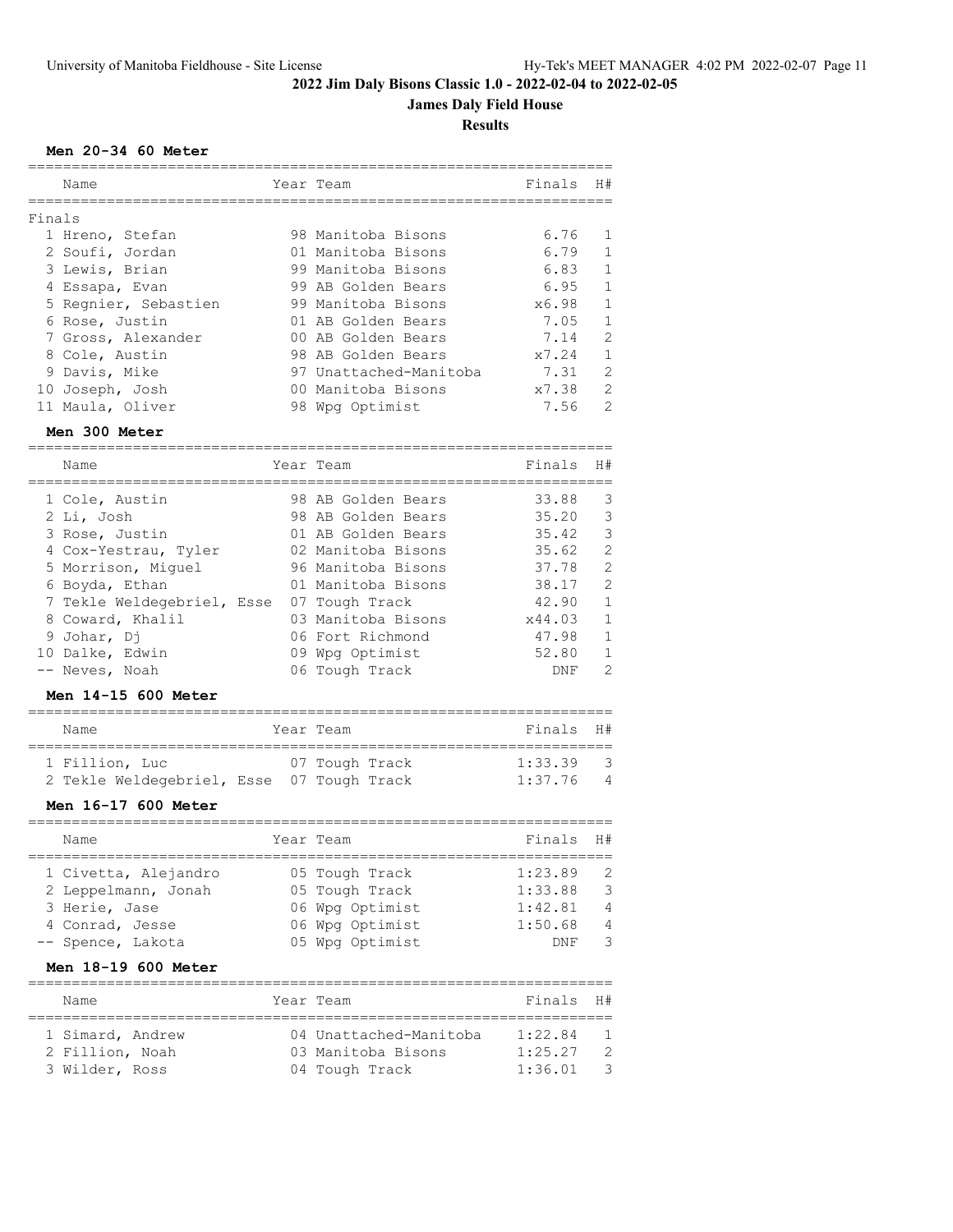## 2022 Jim Daly Bisons Classic 1.0 - 2022-02-04 to 2022-02-05

### James Daly Field House

### Results

**Men 20-34 60 Meter**

| Name | Year | Team | Finals | H# |
|---|---|---|---|---|
| **Finals** | | | | |
| 1 Hreno, Stefan | 98 | Manitoba Bisons | 6.76 | 1 |
| 2 Soufi, Jordan | 01 | Manitoba Bisons | 6.79 | 1 |
| 3 Lewis, Brian | 99 | Manitoba Bisons | 6.83 | 1 |
| 4 Essapa, Evan | 99 | AB Golden Bears | 6.95 | 1 |
| 5 Regnier, Sebastien | 99 | Manitoba Bisons | x6.98 | 1 |
| 6 Rose, Justin | 01 | AB Golden Bears | 7.05 | 1 |
| 7 Gross, Alexander | 00 | AB Golden Bears | 7.14 | 2 |
| 8 Cole, Austin | 98 | AB Golden Bears | x7.24 | 1 |
| 9 Davis, Mike | 97 | Unattached-Manitoba | 7.31 | 2 |
| 10 Joseph, Josh | 00 | Manitoba Bisons | x7.38 | 2 |
| 11 Maula, Oliver | 98 | Wpg Optimist | 7.56 | 2 |

**Men 300 Meter**

| Name | Year | Team | Finals | H# |
|---|---|---|---|---|
| 1 Cole, Austin | 98 | AB Golden Bears | 33.88 | 3 |
| 2 Li, Josh | 98 | AB Golden Bears | 35.20 | 3 |
| 3 Rose, Justin | 01 | AB Golden Bears | 35.42 | 3 |
| 4 Cox-Yestrau, Tyler | 02 | Manitoba Bisons | 35.62 | 2 |
| 5 Morrison, Miguel | 96 | Manitoba Bisons | 37.78 | 2 |
| 6 Boyda, Ethan | 01 | Manitoba Bisons | 38.17 | 2 |
| 7 Tekle Weldegebriel, Esse | 07 | Tough Track | 42.90 | 1 |
| 8 Coward, Khalil | 03 | Manitoba Bisons | x44.03 | 1 |
| 9 Johar, Dj | 06 | Fort Richmond | 47.98 | 1 |
| 10 Dalke, Edwin | 09 | Wpg Optimist | 52.80 | 1 |
| -- Neves, Noah | 06 | Tough Track | DNF | 2 |

**Men 14-15 600 Meter**

| Name | Year | Team | Finals | H# |
|---|---|---|---|---|
| 1 Fillion, Luc | 07 | Tough Track | 1:33.39 | 3 |
| 2 Tekle Weldegebriel, Esse | 07 | Tough Track | 1:37.76 | 4 |

**Men 16-17 600 Meter**

| Name | Year | Team | Finals | H# |
|---|---|---|---|---|
| 1 Civetta, Alejandro | 05 | Tough Track | 1:23.89 | 2 |
| 2 Leppelmann, Jonah | 05 | Tough Track | 1:33.88 | 3 |
| 3 Herie, Jase | 06 | Wpg Optimist | 1:42.81 | 4 |
| 4 Conrad, Jesse | 06 | Wpg Optimist | 1:50.68 | 4 |
| -- Spence, Lakota | 05 | Wpg Optimist | DNF | 3 |

**Men 18-19 600 Meter**

| Name | Year | Team | Finals | H# |
|---|---|---|---|---|
| 1 Simard, Andrew | 04 | Unattached-Manitoba | 1:22.84 | 1 |
| 2 Fillion, Noah | 03 | Manitoba Bisons | 1:25.27 | 2 |
| 3 Wilder, Ross | 04 | Tough Track | 1:36.01 | 3 |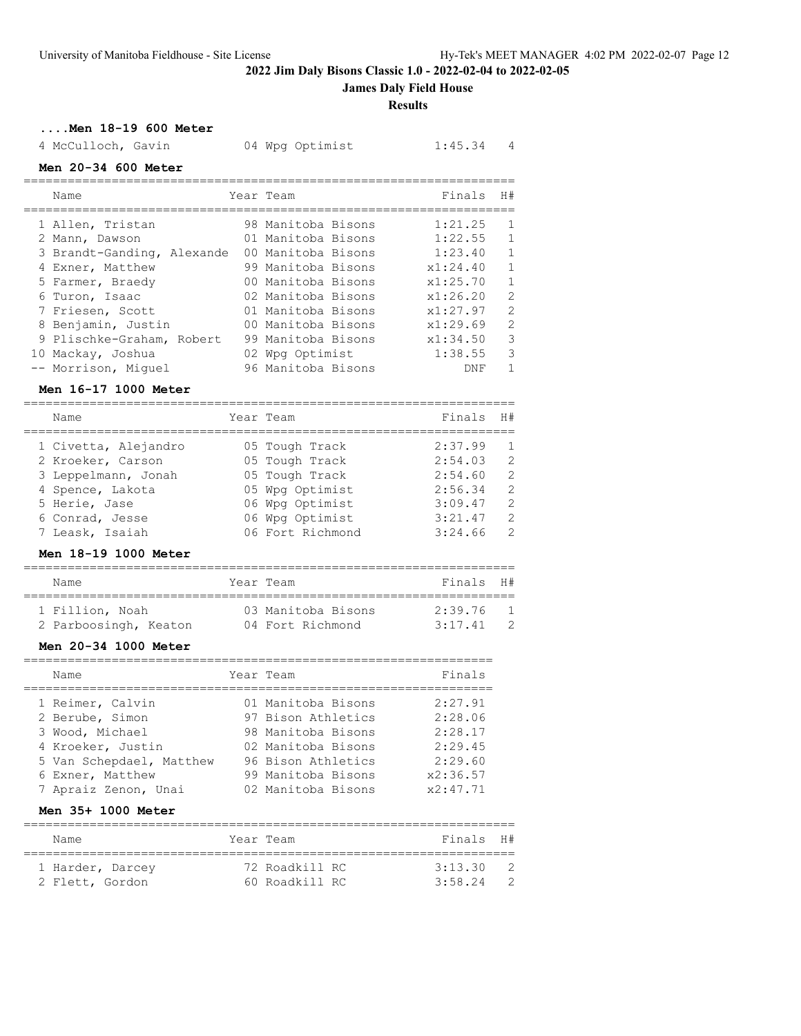## 2022 Jim Daly Bisons Classic 1.0 - 2022-02-04 to 2022-02-05

**James Daly Field House**

**Results**

### ....Men 18-19 600 Meter

| | Name | Year | Team | Finals | H# |
|---|---|---|---|---|---|
| 4 | McCulloch, Gavin | 04 | Wpg Optimist | 1:45.34 | 4 |

### Men 20-34 600 Meter

| | Name | Year | Team | Finals | H# |
|---|---|---|---|---|---|
| 1 | Allen, Tristan | 98 | Manitoba Bisons | 1:21.25 | 1 |
| 2 | Mann, Dawson | 01 | Manitoba Bisons | 1:22.55 | 1 |
| 3 | Brandt-Ganding, Alexande | 00 | Manitoba Bisons | 1:23.40 | 1 |
| 4 | Exner, Matthew | 99 | Manitoba Bisons | x1:24.40 | 1 |
| 5 | Farmer, Braedy | 00 | Manitoba Bisons | x1:25.70 | 1 |
| 6 | Turon, Isaac | 02 | Manitoba Bisons | x1:26.20 | 2 |
| 7 | Friesen, Scott | 01 | Manitoba Bisons | x1:27.97 | 2 |
| 8 | Benjamin, Justin | 00 | Manitoba Bisons | x1:29.69 | 2 |
| 9 | Plischke-Graham, Robert | 99 | Manitoba Bisons | x1:34.50 | 3 |
| 10 | Mackay, Joshua | 02 | Wpg Optimist | 1:38.55 | 3 |
| -- | Morrison, Miguel | 96 | Manitoba Bisons | DNF | 1 |

### Men 16-17 1000 Meter

| | Name | Year | Team | Finals | H# |
|---|---|---|---|---|---|
| 1 | Civetta, Alejandro | 05 | Tough Track | 2:37.99 | 1 |
| 2 | Kroeker, Carson | 05 | Tough Track | 2:54.03 | 2 |
| 3 | Leppelmann, Jonah | 05 | Tough Track | 2:54.60 | 2 |
| 4 | Spence, Lakota | 05 | Wpg Optimist | 2:56.34 | 2 |
| 5 | Herie, Jase | 06 | Wpg Optimist | 3:09.47 | 2 |
| 6 | Conrad, Jesse | 06 | Wpg Optimist | 3:21.47 | 2 |
| 7 | Leask, Isaiah | 06 | Fort Richmond | 3:24.66 | 2 |

### Men 18-19 1000 Meter

| | Name | Year | Team | Finals | H# |
|---|---|---|---|---|---|
| 1 | Fillion, Noah | 03 | Manitoba Bisons | 2:39.76 | 1 |
| 2 | Parboosingh, Keaton | 04 | Fort Richmond | 3:17.41 | 2 |

### Men 20-34 1000 Meter

| | Name | Year | Team | Finals |
|---|---|---|---|---|
| 1 | Reimer, Calvin | 01 | Manitoba Bisons | 2:27.91 |
| 2 | Berube, Simon | 97 | Bison Athletics | 2:28.06 |
| 3 | Wood, Michael | 98 | Manitoba Bisons | 2:28.17 |
| 4 | Kroeker, Justin | 02 | Manitoba Bisons | 2:29.45 |
| 5 | Van Schepdael, Matthew | 96 | Bison Athletics | 2:29.60 |
| 6 | Exner, Matthew | 99 | Manitoba Bisons | x2:36.57 |
| 7 | Apraiz Zenon, Unai | 02 | Manitoba Bisons | x2:47.71 |

### Men 35+ 1000 Meter

| | Name | Year | Team | Finals | H# |
|---|---|---|---|---|---|
| 1 | Harder, Darcey | 72 | Roadkill RC | 3:13.30 | 2 |
| 2 | Flett, Gordon | 60 | Roadkill RC | 3:58.24 | 2 |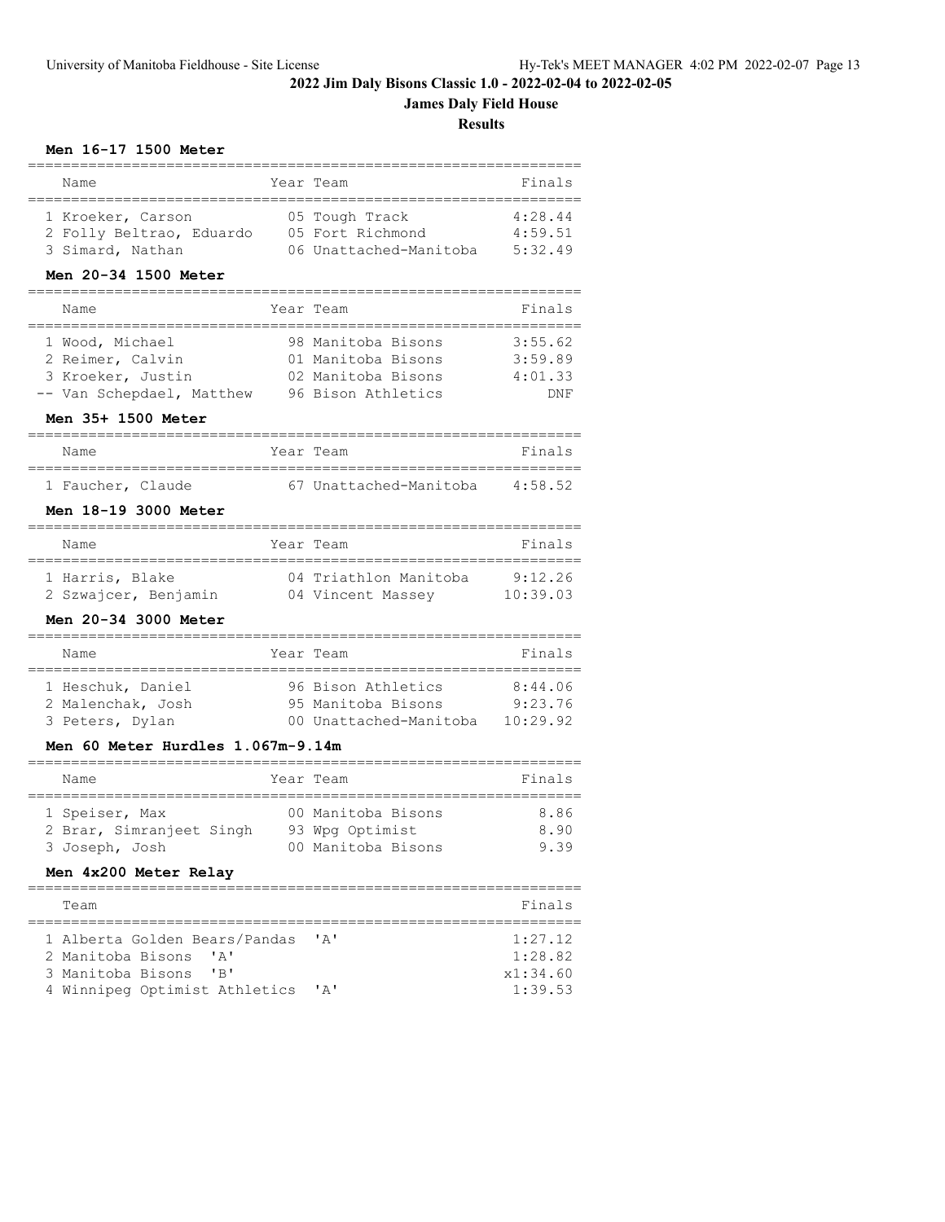## 2022 Jim Daly Bisons Classic 1.0 - 2022-02-04 to 2022-02-05

### James Daly Field House

### Results

#### Men 16-17 1500 Meter

| Place | Name | Year | Team | Finals |
|---|---|---|---|---|
| 1 | Kroeker, Carson | 05 | Tough Track | 4:28.44 |
| 2 | Folly Beltrao, Eduardo | 05 | Fort Richmond | 4:59.51 |
| 3 | Simard, Nathan | 06 | Unattached-Manitoba | 5:32.49 |

#### Men 20-34 1500 Meter

| Place | Name | Year | Team | Finals |
|---|---|---|---|---|
| 1 | Wood, Michael | 98 | Manitoba Bisons | 3:55.62 |
| 2 | Reimer, Calvin | 01 | Manitoba Bisons | 3:59.89 |
| 3 | Kroeker, Justin | 02 | Manitoba Bisons | 4:01.33 |
| -- | Van Schepdael, Matthew | 96 | Bison Athletics | DNF |

#### Men 35+ 1500 Meter

| Place | Name | Year | Team | Finals |
|---|---|---|---|---|
| 1 | Faucher, Claude | 67 | Unattached-Manitoba | 4:58.52 |

#### Men 18-19 3000 Meter

| Place | Name | Year | Team | Finals |
|---|---|---|---|---|
| 1 | Harris, Blake | 04 | Triathlon Manitoba | 9:12.26 |
| 2 | Szwajcer, Benjamin | 04 | Vincent Massey | 10:39.03 |

#### Men 20-34 3000 Meter

| Place | Name | Year | Team | Finals |
|---|---|---|---|---|
| 1 | Heschuk, Daniel | 96 | Bison Athletics | 8:44.06 |
| 2 | Malenchak, Josh | 95 | Manitoba Bisons | 9:23.76 |
| 3 | Peters, Dylan | 00 | Unattached-Manitoba | 10:29.92 |

#### Men 60 Meter Hurdles 1.067m-9.14m

| Place | Name | Year | Team | Finals |
|---|---|---|---|---|
| 1 | Speiser, Max | 00 | Manitoba Bisons | 8.86 |
| 2 | Brar, Simranjeet Singh | 93 | Wpg Optimist | 8.90 |
| 3 | Joseph, Josh | 00 | Manitoba Bisons | 9.39 |

#### Men 4x200 Meter Relay

| Place | Team | Finals |
|---|---|---|
| 1 | Alberta Golden Bears/Pandas 'A' | 1:27.12 |
| 2 | Manitoba Bisons 'A' | 1:28.82 |
| 3 | Manitoba Bisons 'B' | x1:34.60 |
| 4 | Winnipeg Optimist Athletics 'A' | 1:39.53 |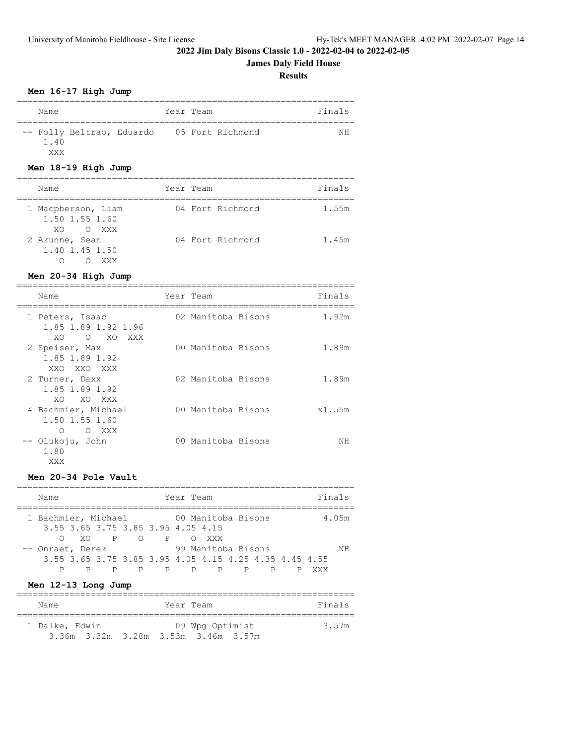# 2022 Jim Daly Bisons Classic 1.0 - 2022-02-04 to 2022-02-05

## James Daly Field House

### Results

#### Men 16-17 High Jump

| Name | Year | Team | Finals |
|---|---|---|---|
| -- Folly Beltrao, Eduardo | 05 | Fort Richmond | NH |

```
1.40
XXX
```

#### Men 18-19 High Jump

| Name | Year | Team | Finals |
|---|---|---|---|
| 1 Macpherson, Liam | 04 | Fort Richmond | 1.55m |
| 2 Akunne, Sean | 04 | Fort Richmond | 1.45m |

```
1 Macpherson, Liam
  1.50 1.55 1.60
    XO    O  XXX
2 Akunne, Sean
  1.40 1.45 1.50
     O    O  XXX
```

#### Men 20-34 High Jump

| Name | Year | Team | Finals |
|---|---|---|---|
| 1 Peters, Isaac | 02 | Manitoba Bisons | 1.92m |
| 2 Speiser, Max | 00 | Manitoba Bisons | 1.89m |
| 2 Turner, Daxx | 02 | Manitoba Bisons | 1.89m |
| 4 Bachmier, Michael | 00 | Manitoba Bisons | x1.55m |
| -- Olukoju, John | 00 | Manitoba Bisons | NH |

```
1 Peters, Isaac
  1.85 1.89 1.92 1.96
    XO    O   XO  XXX
2 Speiser, Max
  1.85 1.89 1.92
   XXO  XXO  XXX
2 Turner, Daxx
  1.85 1.89 1.92
    XO   XO  XXX
4 Bachmier, Michael
  1.50 1.55 1.60
     O    O  XXX
-- Olukoju, John
  1.80
   XXX
```

#### Men 20-34 Pole Vault

| Name | Year | Team | Finals |
|---|---|---|---|
| 1 Bachmier, Michael | 00 | Manitoba Bisons | 4.05m |
| -- Onraet, Derek | 99 | Manitoba Bisons | NH |

```
1 Bachmier, Michael
  3.55 3.65 3.75 3.85 3.95 4.05 4.15
     O   XO    P    O    P    O  XXX
-- Onraet, Derek
  3.55 3.65 3.75 3.85 3.95 4.05 4.15 4.25 4.35 4.45 4.55
     P    P    P    P    P    P    P    P    P    P  XXX
```

#### Men 12-13 Long Jump

| Name | Year | Team | Finals |
|---|---|---|---|
| 1 Dalke, Edwin | 09 | Wpg Optimist | 3.57m |

```
3.36m  3.32m  3.28m  3.53m  3.46m  3.57m
```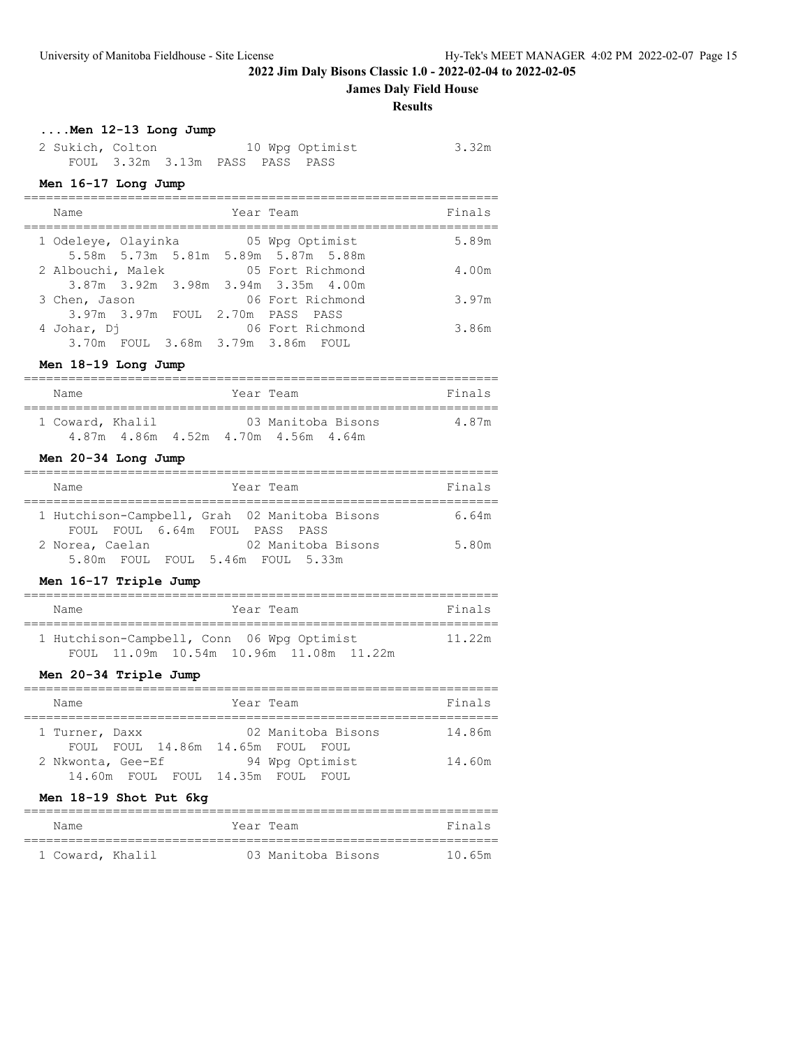## ....Men 12-13 Long Jump

| Place | Name | Year | Team | Finals |
|---|---|---|---|---|
| 2 | Sukich, Colton | 10 | Wpg Optimist | 3.32m |
| | FOUL 3.32m 3.13m PASS PASS PASS | | | |

## Men 16-17 Long Jump

| Place | Name | Year | Team | Finals |
|---|---|---|---|---|
| 1 | Odeleye, Olayinka | 05 | Wpg Optimist | 5.89m |
| | 5.58m 5.73m 5.81m 5.89m 5.87m 5.88m | | | |
| 2 | Albouchi, Malek | 05 | Fort Richmond | 4.00m |
| | 3.87m 3.92m 3.98m 3.94m 3.35m 4.00m | | | |
| 3 | Chen, Jason | 06 | Fort Richmond | 3.97m |
| | 3.97m 3.97m FOUL 2.70m PASS PASS | | | |
| 4 | Johar, Dj | 06 | Fort Richmond | 3.86m |
| | 3.70m FOUL 3.68m 3.79m 3.86m FOUL | | | |

## Men 18-19 Long Jump

| Place | Name | Year | Team | Finals |
|---|---|---|---|---|
| 1 | Coward, Khalil | 03 | Manitoba Bisons | 4.87m |
| | 4.87m 4.86m 4.52m 4.70m 4.56m 4.64m | | | |

## Men 20-34 Long Jump

| Place | Name | Year | Team | Finals |
|---|---|---|---|---|
| 1 | Hutchison-Campbell, Grah | 02 | Manitoba Bisons | 6.64m |
| | FOUL FOUL 6.64m FOUL PASS PASS | | | |
| 2 | Norea, Caelan | 02 | Manitoba Bisons | 5.80m |
| | 5.80m FOUL FOUL 5.46m FOUL 5.33m | | | |

## Men 16-17 Triple Jump

| Place | Name | Year | Team | Finals |
|---|---|---|---|---|
| 1 | Hutchison-Campbell, Conn | 06 | Wpg Optimist | 11.22m |
| | FOUL 11.09m 10.54m 10.96m 11.08m 11.22m | | | |

## Men 20-34 Triple Jump

| Place | Name | Year | Team | Finals |
|---|---|---|---|---|
| 1 | Turner, Daxx | 02 | Manitoba Bisons | 14.86m |
| | FOUL FOUL 14.86m 14.65m FOUL FOUL | | | |
| 2 | Nkwonta, Gee-Ef | 94 | Wpg Optimist | 14.60m |
| | 14.60m FOUL FOUL 14.35m FOUL FOUL | | | |

## Men 18-19 Shot Put 6kg

| Place | Name | Year | Team | Finals |
|---|---|---|---|---|
| 1 | Coward, Khalil | 03 | Manitoba Bisons | 10.65m |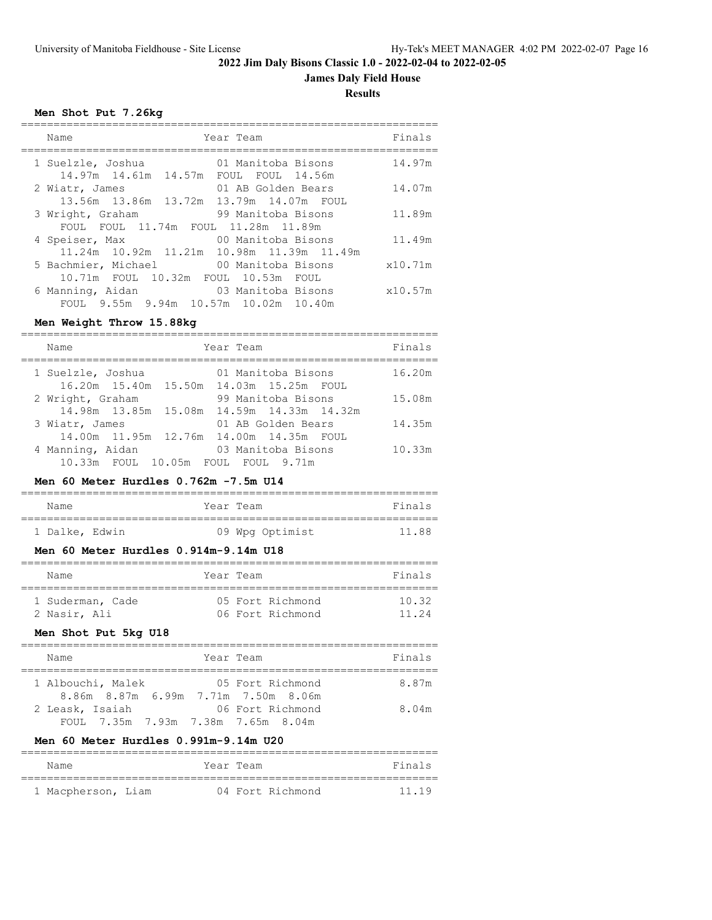## 2022 Jim Daly Bisons Classic 1.0 - 2022-02-04 to 2022-02-05

### James Daly Field House

### Results

**Men Shot Put 7.26kg**

| Name | Year | Team | Finals |
|---|---|---|---|
| 1 Suelzle, Joshua | 01 | Manitoba Bisons | 14.97m |
| 14.97m 14.61m 14.57m FOUL FOUL 14.56m | | | |
| 2 Wiatr, James | 01 | AB Golden Bears | 14.07m |
| 13.56m 13.86m 13.72m 13.79m 14.07m FOUL | | | |
| 3 Wright, Graham | 99 | Manitoba Bisons | 11.89m |
| FOUL FOUL 11.74m FOUL 11.28m 11.89m | | | |
| 4 Speiser, Max | 00 | Manitoba Bisons | 11.49m |
| 11.24m 10.92m 11.21m 10.98m 11.39m 11.49m | | | |
| 5 Bachmier, Michael | 00 | Manitoba Bisons | x10.71m |
| 10.71m FOUL 10.32m FOUL 10.53m FOUL | | | |
| 6 Manning, Aidan | 03 | Manitoba Bisons | x10.57m |
| FOUL 9.55m 9.94m 10.57m 10.02m 10.40m | | | |

**Men Weight Throw 15.88kg**

| Name | Year | Team | Finals |
|---|---|---|---|
| 1 Suelzle, Joshua | 01 | Manitoba Bisons | 16.20m |
| 16.20m 15.40m 15.50m 14.03m 15.25m FOUL | | | |
| 2 Wright, Graham | 99 | Manitoba Bisons | 15.08m |
| 14.98m 13.85m 15.08m 14.59m 14.33m 14.32m | | | |
| 3 Wiatr, James | 01 | AB Golden Bears | 14.35m |
| 14.00m 11.95m 12.76m 14.00m 14.35m FOUL | | | |
| 4 Manning, Aidan | 03 | Manitoba Bisons | 10.33m |
| 10.33m FOUL 10.05m FOUL FOUL 9.71m | | | |

**Men 60 Meter Hurdles 0.762m -7.5m U14**

| Name | Year | Team | Finals |
|---|---|---|---|
| 1 Dalke, Edwin | 09 | Wpg Optimist | 11.88 |

**Men 60 Meter Hurdles 0.914m-9.14m U18**

| Name | Year | Team | Finals |
|---|---|---|---|
| 1 Suderman, Cade | 05 | Fort Richmond | 10.32 |
| 2 Nasir, Ali | 06 | Fort Richmond | 11.24 |

**Men Shot Put 5kg U18**

| Name | Year | Team | Finals |
|---|---|---|---|
| 1 Albouchi, Malek | 05 | Fort Richmond | 8.87m |
| 8.86m 8.87m 6.99m 7.71m 7.50m 8.06m | | | |
| 2 Leask, Isaiah | 06 | Fort Richmond | 8.04m |
| FOUL 7.35m 7.93m 7.38m 7.65m 8.04m | | | |

**Men 60 Meter Hurdles 0.991m-9.14m U20**

| Name | Year | Team | Finals |
|---|---|---|---|
| 1 Macpherson, Liam | 04 | Fort Richmond | 11.19 |